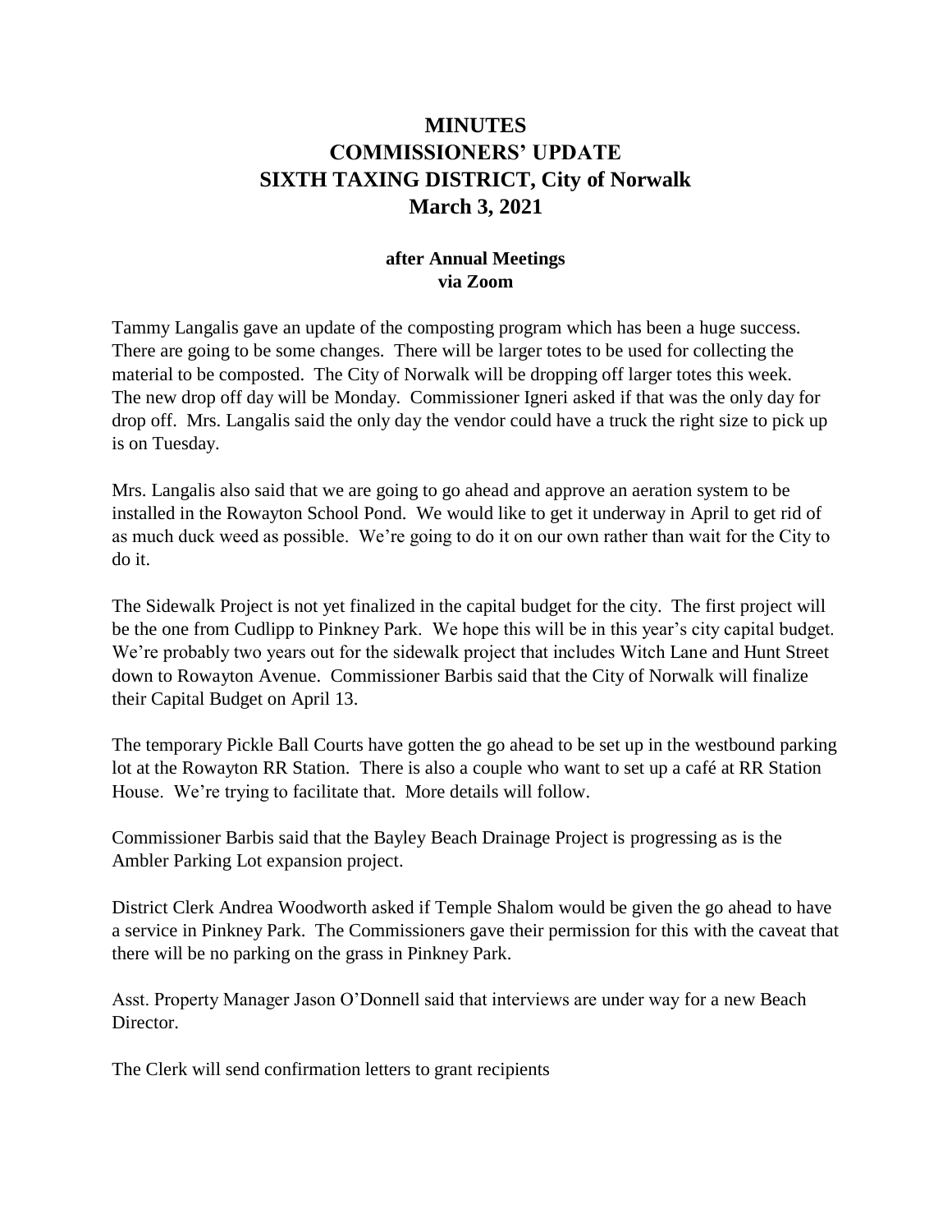# MINUTES
# COMMISSIONERS' UPDATE
# SIXTH TAXING DISTRICT, City of Norwalk
# March 3, 2021

**after Annual Meetings**
**via Zoom**

Tammy Langalis gave an update of the composting program which has been a huge success. There are going to be some changes. There will be larger totes to be used for collecting the material to be composted. The City of Norwalk will be dropping off larger totes this week. The new drop off day will be Monday. Commissioner Igneri asked if that was the only day for drop off. Mrs. Langalis said the only day the vendor could have a truck the right size to pick up is on Tuesday.

Mrs. Langalis also said that we are going to go ahead and approve an aeration system to be installed in the Rowayton School Pond. We would like to get it underway in April to get rid of as much duck weed as possible. We're going to do it on our own rather than wait for the City to do it.

The Sidewalk Project is not yet finalized in the capital budget for the city. The first project will be the one from Cudlipp to Pinkney Park. We hope this will be in this year's city capital budget. We're probably two years out for the sidewalk project that includes Witch Lane and Hunt Street down to Rowayton Avenue. Commissioner Barbis said that the City of Norwalk will finalize their Capital Budget on April 13.

The temporary Pickle Ball Courts have gotten the go ahead to be set up in the westbound parking lot at the Rowayton RR Station. There is also a couple who want to set up a café at RR Station House. We're trying to facilitate that. More details will follow.

Commissioner Barbis said that the Bayley Beach Drainage Project is progressing as is the Ambler Parking Lot expansion project.

District Clerk Andrea Woodworth asked if Temple Shalom would be given the go ahead to have a service in Pinkney Park. The Commissioners gave their permission for this with the caveat that there will be no parking on the grass in Pinkney Park.

Asst. Property Manager Jason O'Donnell said that interviews are under way for a new Beach Director.

The Clerk will send confirmation letters to grant recipients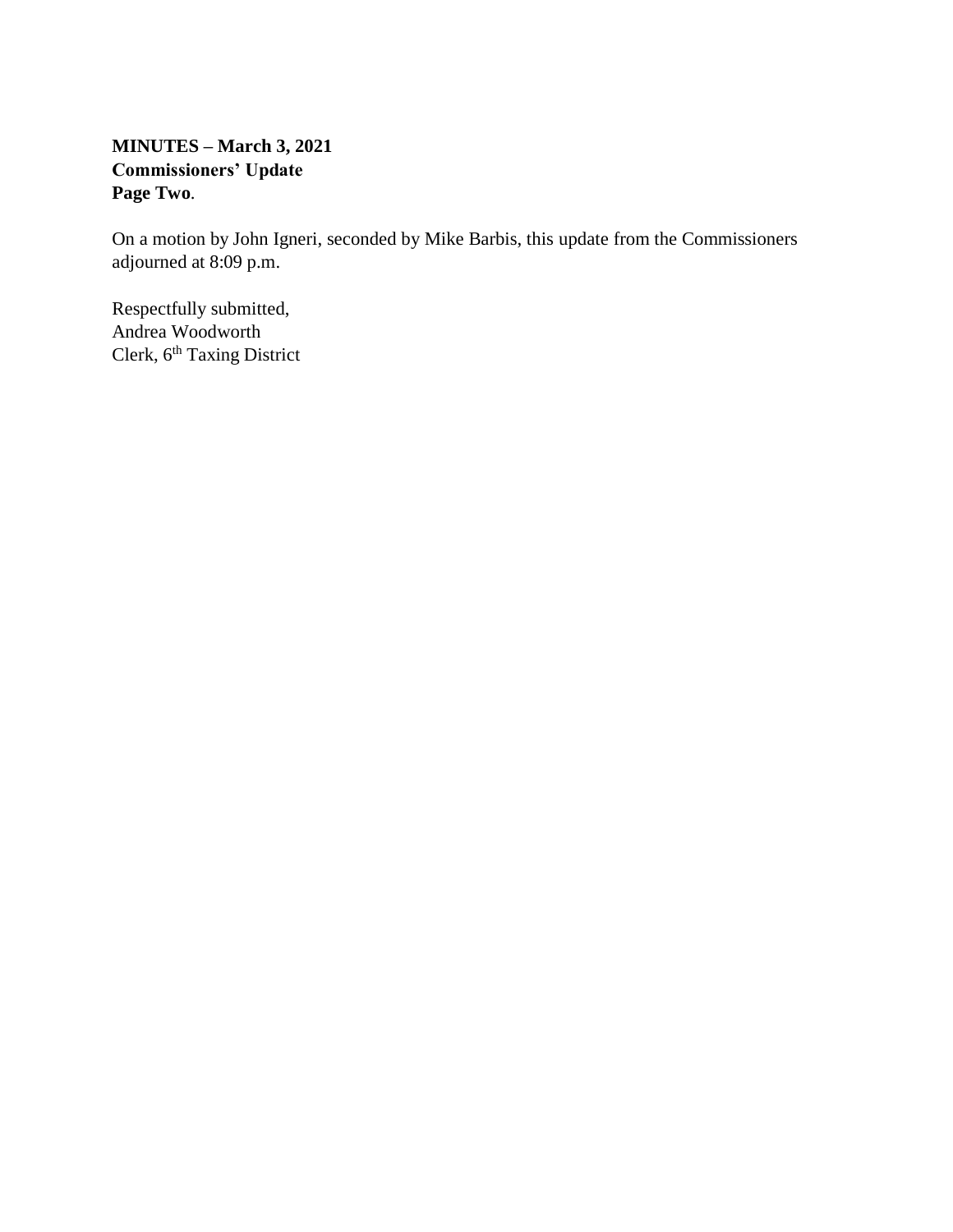**MINUTES – March 3, 2021**
**Commissioners' Update**
**Page Two**.

On a motion by John Igneri, seconded by Mike Barbis, this update from the Commissioners adjourned at 8:09 p.m.

Respectfully submitted,
Andrea Woodworth
Clerk, 6th Taxing District